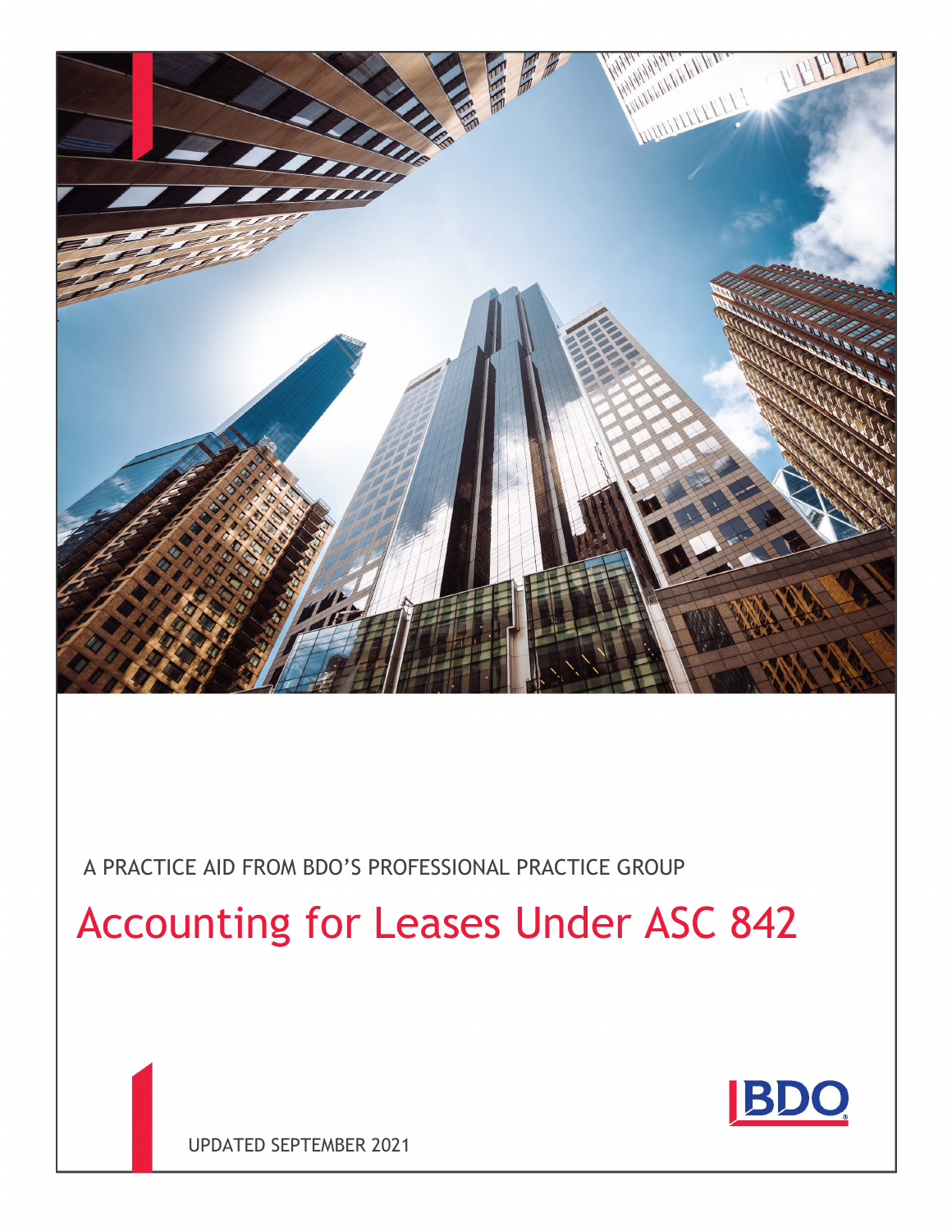A PRACTICE AID FROM BDO'S PROFESSIONAL PRACTICE GROUP

# Accounting for Leases Under ASC 842

UPDATED SEPTEMBER 2021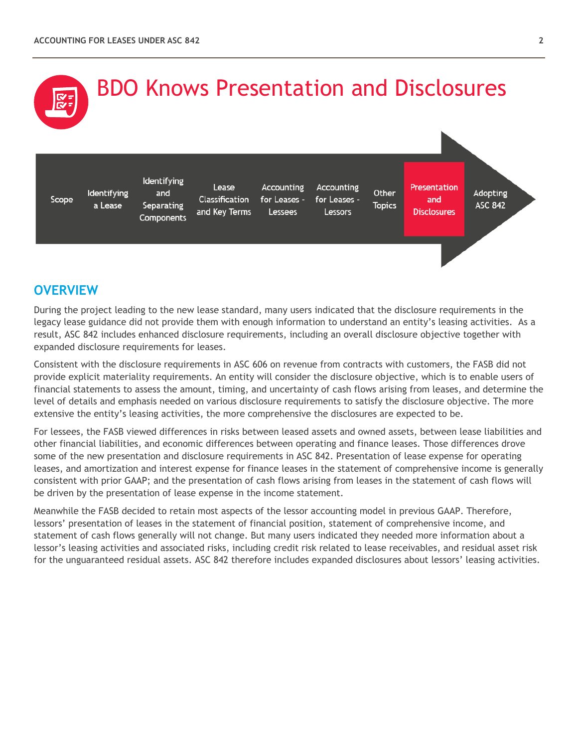# BDO Knows Presentation and Disclosures

Scope | Identifying a Lease | Identifying and Separating Components | Lease Classification and Key Terms | Accounting for Leases - Lessees | Accounting for Leases - Lessors | Other Topics | **Presentation and Disclosures** | Adopting ASC 842

## OVERVIEW

During the project leading to the new lease standard, many users indicated that the disclosure requirements in the legacy lease guidance did not provide them with enough information to understand an entity's leasing activities. As a result, ASC 842 includes enhanced disclosure requirements, including an overall disclosure objective together with expanded disclosure requirements for leases.

Consistent with the disclosure requirements in ASC 606 on revenue from contracts with customers, the FASB did not provide explicit materiality requirements. An entity will consider the disclosure objective, which is to enable users of financial statements to assess the amount, timing, and uncertainty of cash flows arising from leases, and determine the level of details and emphasis needed on various disclosure requirements to satisfy the disclosure objective. The more extensive the entity's leasing activities, the more comprehensive the disclosures are expected to be.

For lessees, the FASB viewed differences in risks between leased assets and owned assets, between lease liabilities and other financial liabilities, and economic differences between operating and finance leases. Those differences drove some of the new presentation and disclosure requirements in ASC 842. Presentation of lease expense for operating leases, and amortization and interest expense for finance leases in the statement of comprehensive income is generally consistent with prior GAAP; and the presentation of cash flows arising from leases in the statement of cash flows will be driven by the presentation of lease expense in the income statement.

Meanwhile the FASB decided to retain most aspects of the lessor accounting model in previous GAAP. Therefore, lessors' presentation of leases in the statement of financial position, statement of comprehensive income, and statement of cash flows generally will not change. But many users indicated they needed more information about a lessor's leasing activities and associated risks, including credit risk related to lease receivables, and residual asset risk for the unguaranteed residual assets. ASC 842 therefore includes expanded disclosures about lessors' leasing activities.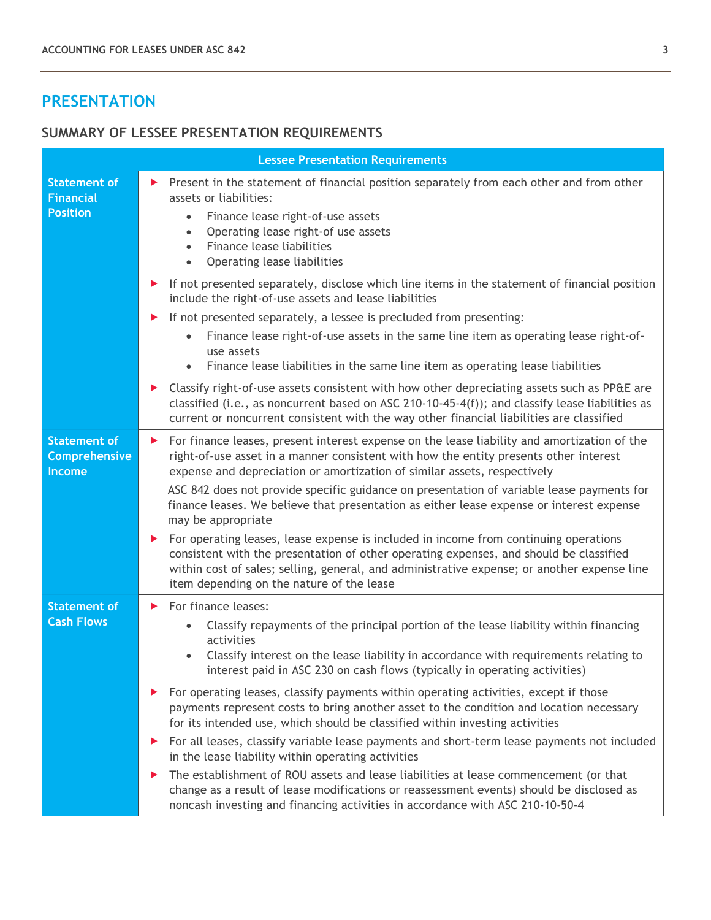## PRESENTATION

### SUMMARY OF LESSEE PRESENTATION REQUIREMENTS

| Lessee Presentation Requirements | |
|---|---|
| **Statement of Financial Position** | ▶ Present in the statement of financial position separately from each other and from other assets or liabilities:<br>• Finance lease right-of-use assets<br>• Operating lease right-of use assets<br>• Finance lease liabilities<br>• Operating lease liabilities<br>▶ If not presented separately, disclose which line items in the statement of financial position include the right-of-use assets and lease liabilities<br>▶ If not presented separately, a lessee is precluded from presenting:<br>• Finance lease right-of-use assets in the same line item as operating lease right-of-use assets<br>• Finance lease liabilities in the same line item as operating lease liabilities<br>▶ Classify right-of-use assets consistent with how other depreciating assets such as PP&E are classified (i.e., as noncurrent based on ASC 210-10-45-4(f)); and classify lease liabilities as current or noncurrent consistent with the way other financial liabilities are classified |
| **Statement of Comprehensive Income** | ▶ For finance leases, present interest expense on the lease liability and amortization of the right-of-use asset in a manner consistent with how the entity presents other interest expense and depreciation or amortization of similar assets, respectively<br>ASC 842 does not provide specific guidance on presentation of variable lease payments for finance leases. We believe that presentation as either lease expense or interest expense may be appropriate<br>▶ For operating leases, lease expense is included in income from continuing operations consistent with the presentation of other operating expenses, and should be classified within cost of sales; selling, general, and administrative expense; or another expense line item depending on the nature of the lease |
| **Statement of Cash Flows** | ▶ For finance leases:<br>• Classify repayments of the principal portion of the lease liability within financing activities<br>• Classify interest on the lease liability in accordance with requirements relating to interest paid in ASC 230 on cash flows (typically in operating activities)<br>▶ For operating leases, classify payments within operating activities, except if those payments represent costs to bring another asset to the condition and location necessary for its intended use, which should be classified within investing activities<br>▶ For all leases, classify variable lease payments and short-term lease payments not included in the lease liability within operating activities<br>▶ The establishment of ROU assets and lease liabilities at lease commencement (or that change as a result of lease modifications or reassessment events) should be disclosed as noncash investing and financing activities in accordance with ASC 210-10-50-4 |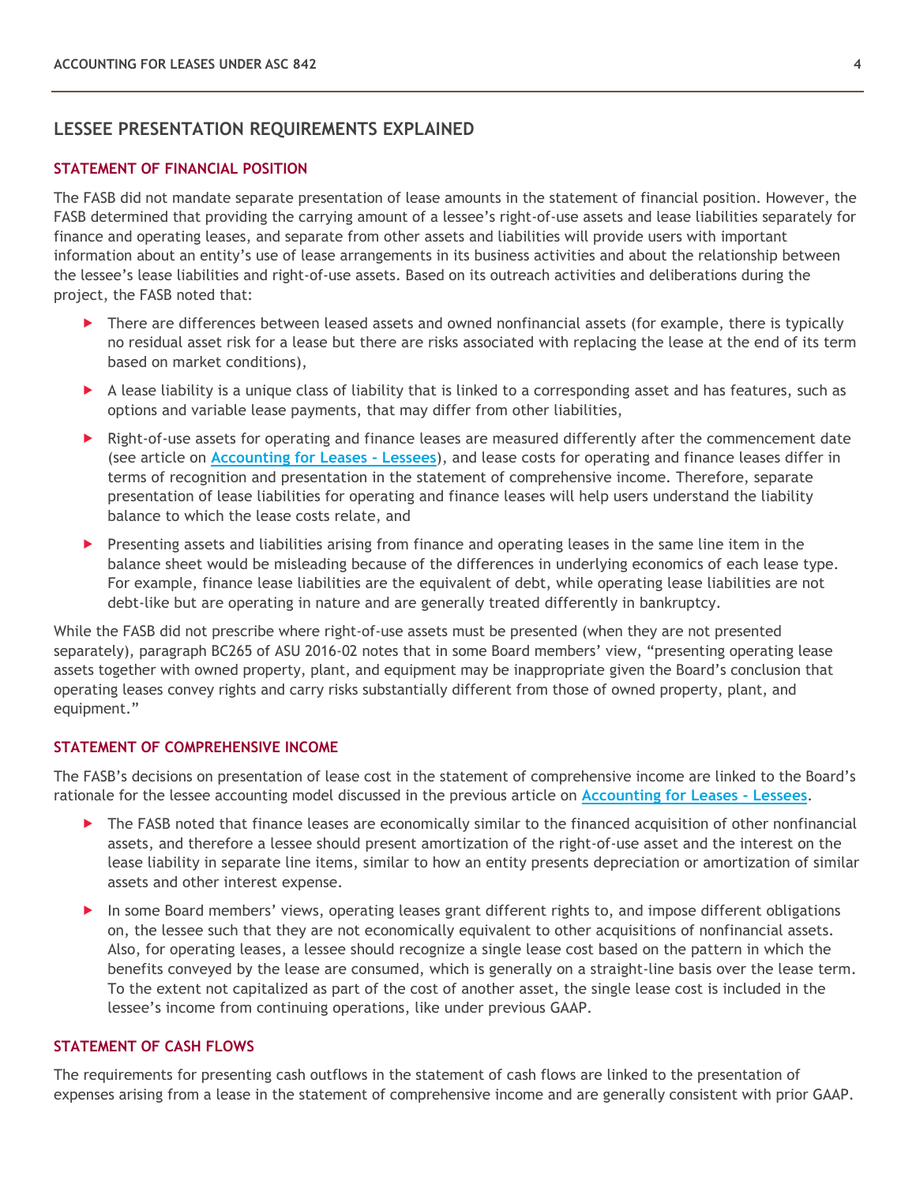## LESSEE PRESENTATION REQUIREMENTS EXPLAINED

### STATEMENT OF FINANCIAL POSITION

The FASB did not mandate separate presentation of lease amounts in the statement of financial position. However, the FASB determined that providing the carrying amount of a lessee's right-of-use assets and lease liabilities separately for finance and operating leases, and separate from other assets and liabilities will provide users with important information about an entity's use of lease arrangements in its business activities and about the relationship between the lessee's lease liabilities and right-of-use assets. Based on its outreach activities and deliberations during the project, the FASB noted that:

- There are differences between leased assets and owned nonfinancial assets (for example, there is typically no residual asset risk for a lease but there are risks associated with replacing the lease at the end of its term based on market conditions),
- A lease liability is a unique class of liability that is linked to a corresponding asset and has features, such as options and variable lease payments, that may differ from other liabilities,
- Right-of-use assets for operating and finance leases are measured differently after the commencement date (see article on **Accounting for Leases - Lessees**), and lease costs for operating and finance leases differ in terms of recognition and presentation in the statement of comprehensive income. Therefore, separate presentation of lease liabilities for operating and finance leases will help users understand the liability balance to which the lease costs relate, and
- Presenting assets and liabilities arising from finance and operating leases in the same line item in the balance sheet would be misleading because of the differences in underlying economics of each lease type. For example, finance lease liabilities are the equivalent of debt, while operating lease liabilities are not debt-like but are operating in nature and are generally treated differently in bankruptcy.

While the FASB did not prescribe where right-of-use assets must be presented (when they are not presented separately), paragraph BC265 of ASU 2016-02 notes that in some Board members' view, "presenting operating lease assets together with owned property, plant, and equipment may be inappropriate given the Board's conclusion that operating leases convey rights and carry risks substantially different from those of owned property, plant, and equipment."

### STATEMENT OF COMPREHENSIVE INCOME

The FASB's decisions on presentation of lease cost in the statement of comprehensive income are linked to the Board's rationale for the lessee accounting model discussed in the previous article on **Accounting for Leases - Lessees**.

- The FASB noted that finance leases are economically similar to the financed acquisition of other nonfinancial assets, and therefore a lessee should present amortization of the right-of-use asset and the interest on the lease liability in separate line items, similar to how an entity presents depreciation or amortization of similar assets and other interest expense.
- In some Board members' views, operating leases grant different rights to, and impose different obligations on, the lessee such that they are not economically equivalent to other acquisitions of nonfinancial assets. Also, for operating leases, a lessee should recognize a single lease cost based on the pattern in which the benefits conveyed by the lease are consumed, which is generally on a straight-line basis over the lease term. To the extent not capitalized as part of the cost of another asset, the single lease cost is included in the lessee's income from continuing operations, like under previous GAAP.

### STATEMENT OF CASH FLOWS

The requirements for presenting cash outflows in the statement of cash flows are linked to the presentation of expenses arising from a lease in the statement of comprehensive income and are generally consistent with prior GAAP.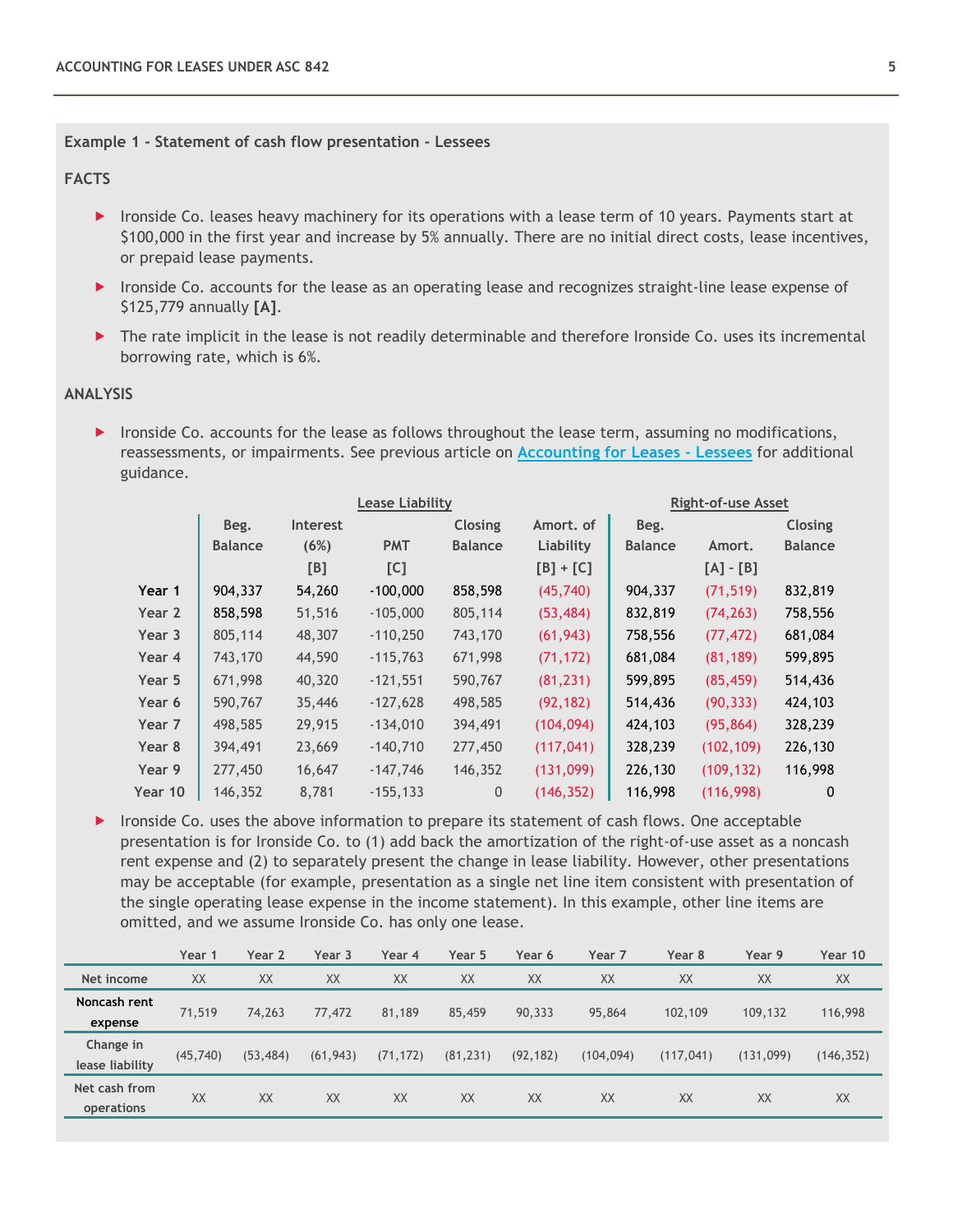**Example 1 - Statement of cash flow presentation - Lessees**

**FACTS**

- Ironside Co. leases heavy machinery for its operations with a lease term of 10 years. Payments start at $100,000 in the first year and increase by 5% annually. There are no initial direct costs, lease incentives, or prepaid lease payments.
- Ironside Co. accounts for the lease as an operating lease and recognizes straight-line lease expense of $125,779 annually **[A]**.
- The rate implicit in the lease is not readily determinable and therefore Ironside Co. uses its incremental borrowing rate, which is 6%.

**ANALYSIS**

- Ironside Co. accounts for the lease as follows throughout the lease term, assuming no modifications, reassessments, or impairments. See previous article on [Accounting for Leases - Lessees]() for additional guidance.

| | Lease Liability | | | | | Right-of-use Asset | | |
|---|---|---|---|---|---|---|---|---|
| | Beg. Balance | Interest (6%) [B] | PMT [C] | Closing Balance | Amort. of Liability [B] + [C] | Beg. Balance | Amort. [A] - [B] | Closing Balance |
| **Year 1** | 904,337 | 54,260 | -100,000 | 858,598 | (45,740) | 904,337 | (71,519) | 832,819 |
| **Year 2** | 858,598 | 51,516 | -105,000 | 805,114 | (53,484) | 832,819 | (74,263) | 758,556 |
| **Year 3** | 805,114 | 48,307 | -110,250 | 743,170 | (61,943) | 758,556 | (77,472) | 681,084 |
| **Year 4** | 743,170 | 44,590 | -115,763 | 671,998 | (71,172) | 681,084 | (81,189) | 599,895 |
| **Year 5** | 671,998 | 40,320 | -121,551 | 590,767 | (81,231) | 599,895 | (85,459) | 514,436 |
| **Year 6** | 590,767 | 35,446 | -127,628 | 498,585 | (92,182) | 514,436 | (90,333) | 424,103 |
| **Year 7** | 498,585 | 29,915 | -134,010 | 394,491 | (104,094) | 424,103 | (95,864) | 328,239 |
| **Year 8** | 394,491 | 23,669 | -140,710 | 277,450 | (117,041) | 328,239 | (102,109) | 226,130 |
| **Year 9** | 277,450 | 16,647 | -147,746 | 146,352 | (131,099) | 226,130 | (109,132) | 116,998 |
| **Year 10** | 146,352 | 8,781 | -155,133 | 0 | (146,352) | 116,998 | (116,998) | 0 |

- Ironside Co. uses the above information to prepare its statement of cash flows. One acceptable presentation is for Ironside Co. to (1) add back the amortization of the right-of-use asset as a noncash rent expense and (2) to separately present the change in lease liability. However, other presentations may be acceptable (for example, presentation as a single net line item consistent with presentation of the single operating lease expense in the income statement). In this example, other line items are omitted, and we assume Ironside Co. has only one lease.

| | Year 1 | Year 2 | Year 3 | Year 4 | Year 5 | Year 6 | Year 7 | Year 8 | Year 9 | Year 10 |
|---|---|---|---|---|---|---|---|---|---|---|
| Net income | XX | XX | XX | XX | XX | XX | XX | XX | XX | XX |
| Noncash rent expense | 71,519 | 74,263 | 77,472 | 81,189 | 85,459 | 90,333 | 95,864 | 102,109 | 109,132 | 116,998 |
| Change in lease liability | (45,740) | (53,484) | (61,943) | (71,172) | (81,231) | (92,182) | (104,094) | (117,041) | (131,099) | (146,352) |
| Net cash from operations | XX | XX | XX | XX | XX | XX | XX | XX | XX | XX |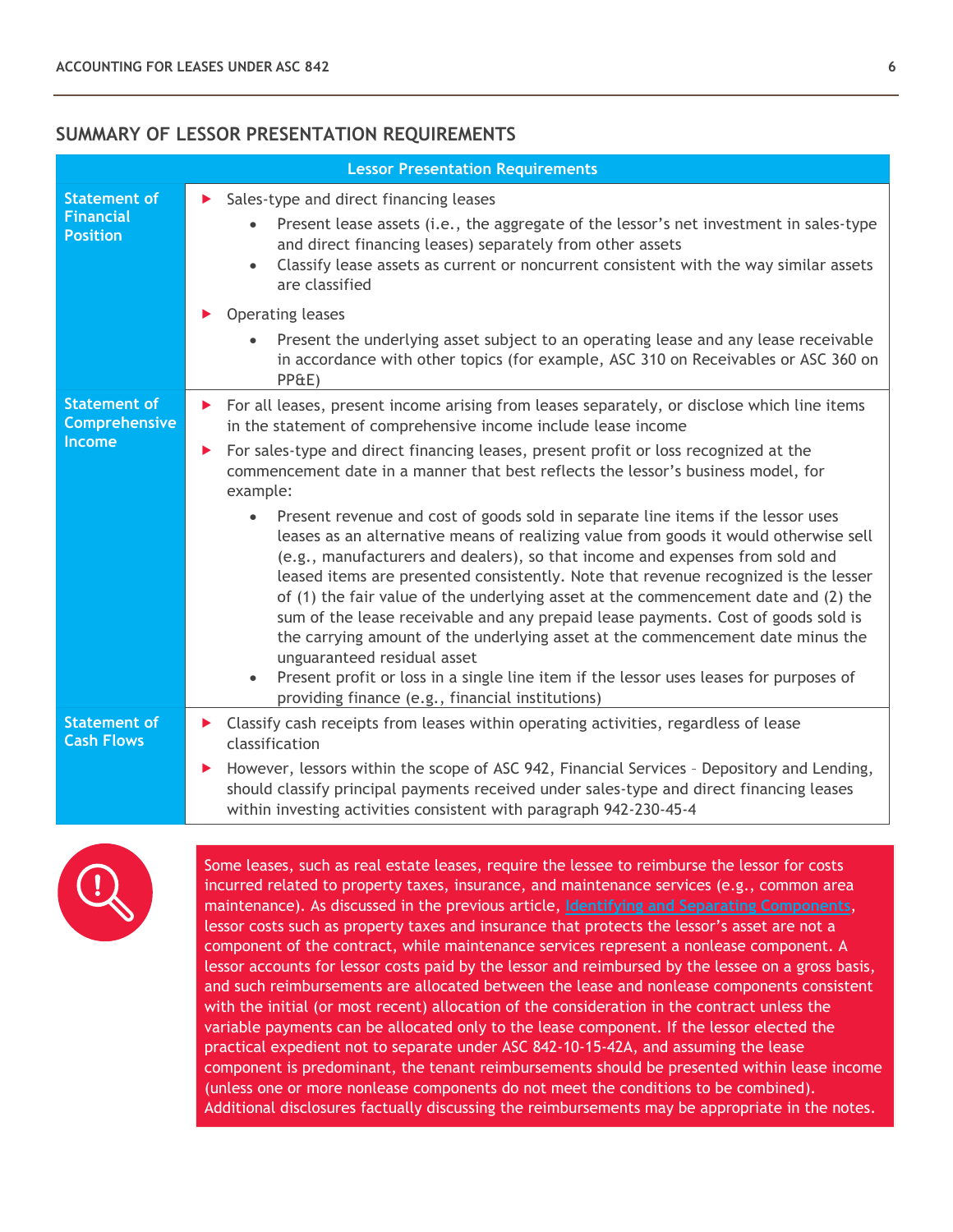## SUMMARY OF LESSOR PRESENTATION REQUIREMENTS

| Lessor Presentation Requirements | |
|---|---|
| **Statement of Financial Position** | ▶ Sales-type and direct financing leases<br>• Present lease assets (i.e., the aggregate of the lessor's net investment in sales-type and direct financing leases) separately from other assets<br>• Classify lease assets as current or noncurrent consistent with the way similar assets are classified<br>▶ Operating leases<br>• Present the underlying asset subject to an operating lease and any lease receivable in accordance with other topics (for example, ASC 310 on Receivables or ASC 360 on PP&E) |
| **Statement of Comprehensive Income** | ▶ For all leases, present income arising from leases separately, or disclose which line items in the statement of comprehensive income include lease income<br>▶ For sales-type and direct financing leases, present profit or loss recognized at the commencement date in a manner that best reflects the lessor's business model, for example:<br>• Present revenue and cost of goods sold in separate line items if the lessor uses leases as an alternative means of realizing value from goods it would otherwise sell (e.g., manufacturers and dealers), so that income and expenses from sold and leased items are presented consistently. Note that revenue recognized is the lesser of (1) the fair value of the underlying asset at the commencement date and (2) the sum of the lease receivable and any prepaid lease payments. Cost of goods sold is the carrying amount of the underlying asset at the commencement date minus the unguaranteed residual asset<br>• Present profit or loss in a single line item if the lessor uses leases for purposes of providing finance (e.g., financial institutions) |
| **Statement of Cash Flows** | ▶ Classify cash receipts from leases within operating activities, regardless of lease classification<br>▶ However, lessors within the scope of ASC 942, Financial Services – Depository and Lending, should classify principal payments received under sales-type and direct financing leases within investing activities consistent with paragraph 942-230-45-4 |

Some leases, such as real estate leases, require the lessee to reimburse the lessor for costs incurred related to property taxes, insurance, and maintenance services (e.g., common area maintenance). As discussed in the previous article, Identifying and Separating Components, lessor costs such as property taxes and insurance that protects the lessor's asset are not a component of the contract, while maintenance services represent a nonlease component. A lessor accounts for lessor costs paid by the lessor and reimbursed by the lessee on a gross basis, and such reimbursements are allocated between the lease and nonlease components consistent with the initial (or most recent) allocation of the consideration in the contract unless the variable payments can be allocated only to the lease component. If the lessor elected the practical expedient not to separate under ASC 842-10-15-42A, and assuming the lease component is predominant, the tenant reimbursements should be presented within lease income (unless one or more nonlease components do not meet the conditions to be combined). Additional disclosures factually discussing the reimbursements may be appropriate in the notes.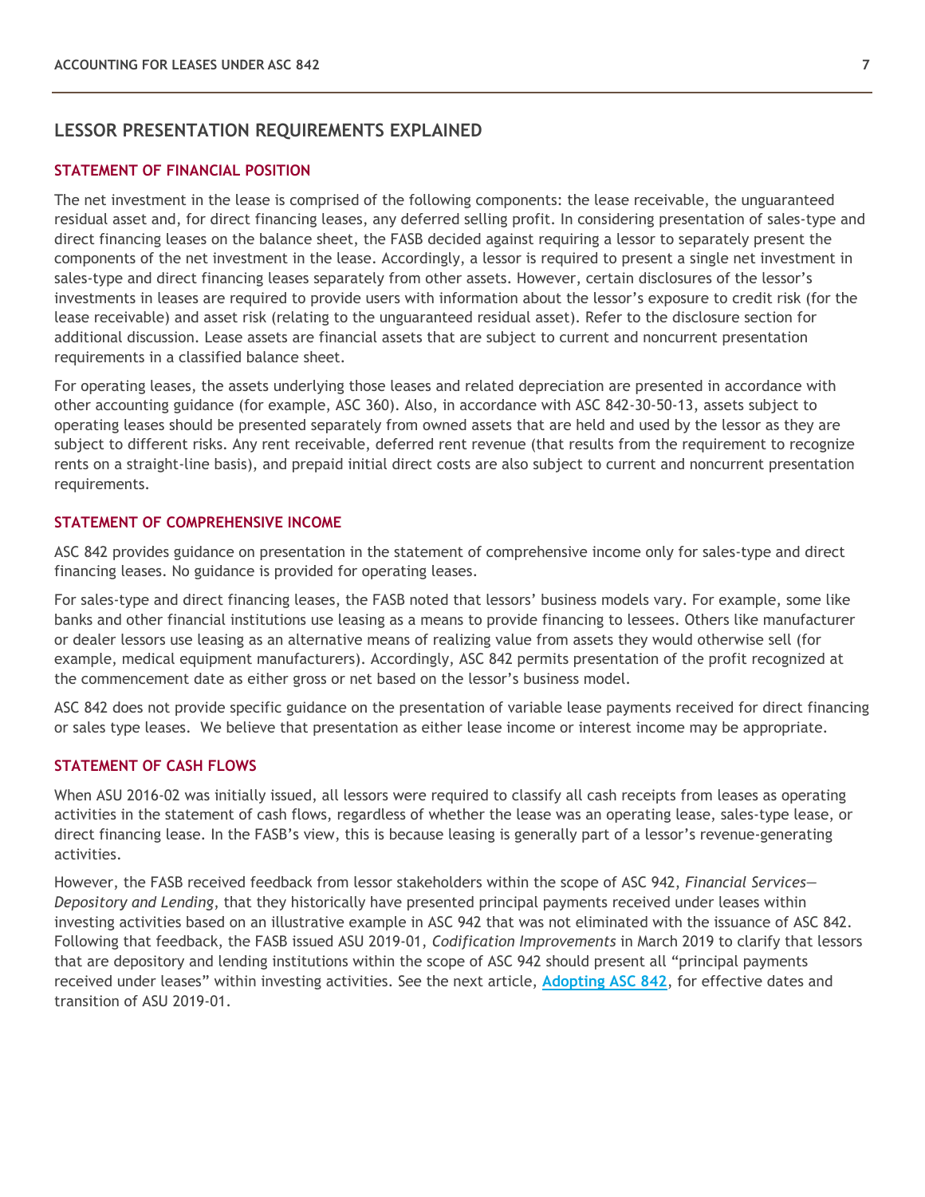## LESSOR PRESENTATION REQUIREMENTS EXPLAINED

### STATEMENT OF FINANCIAL POSITION

The net investment in the lease is comprised of the following components: the lease receivable, the unguaranteed residual asset and, for direct financing leases, any deferred selling profit. In considering presentation of sales-type and direct financing leases on the balance sheet, the FASB decided against requiring a lessor to separately present the components of the net investment in the lease. Accordingly, a lessor is required to present a single net investment in sales-type and direct financing leases separately from other assets. However, certain disclosures of the lessor's investments in leases are required to provide users with information about the lessor's exposure to credit risk (for the lease receivable) and asset risk (relating to the unguaranteed residual asset). Refer to the disclosure section for additional discussion. Lease assets are financial assets that are subject to current and noncurrent presentation requirements in a classified balance sheet.

For operating leases, the assets underlying those leases and related depreciation are presented in accordance with other accounting guidance (for example, ASC 360). Also, in accordance with ASC 842-30-50-13, assets subject to operating leases should be presented separately from owned assets that are held and used by the lessor as they are subject to different risks. Any rent receivable, deferred rent revenue (that results from the requirement to recognize rents on a straight-line basis), and prepaid initial direct costs are also subject to current and noncurrent presentation requirements.

### STATEMENT OF COMPREHENSIVE INCOME

ASC 842 provides guidance on presentation in the statement of comprehensive income only for sales-type and direct financing leases. No guidance is provided for operating leases.

For sales-type and direct financing leases, the FASB noted that lessors' business models vary. For example, some like banks and other financial institutions use leasing as a means to provide financing to lessees. Others like manufacturer or dealer lessors use leasing as an alternative means of realizing value from assets they would otherwise sell (for example, medical equipment manufacturers). Accordingly, ASC 842 permits presentation of the profit recognized at the commencement date as either gross or net based on the lessor's business model.

ASC 842 does not provide specific guidance on the presentation of variable lease payments received for direct financing or sales type leases. We believe that presentation as either lease income or interest income may be appropriate.

### STATEMENT OF CASH FLOWS

When ASU 2016-02 was initially issued, all lessors were required to classify all cash receipts from leases as operating activities in the statement of cash flows, regardless of whether the lease was an operating lease, sales-type lease, or direct financing lease. In the FASB's view, this is because leasing is generally part of a lessor's revenue-generating activities.

However, the FASB received feedback from lessor stakeholders within the scope of ASC 942, *Financial Services—Depository and Lending*, that they historically have presented principal payments received under leases within investing activities based on an illustrative example in ASC 942 that was not eliminated with the issuance of ASC 842. Following that feedback, the FASB issued ASU 2019-01, *Codification Improvements* in March 2019 to clarify that lessors that are depository and lending institutions within the scope of ASC 942 should present all "principal payments received under leases" within investing activities. See the next article, **Adopting ASC 842**, for effective dates and transition of ASU 2019-01.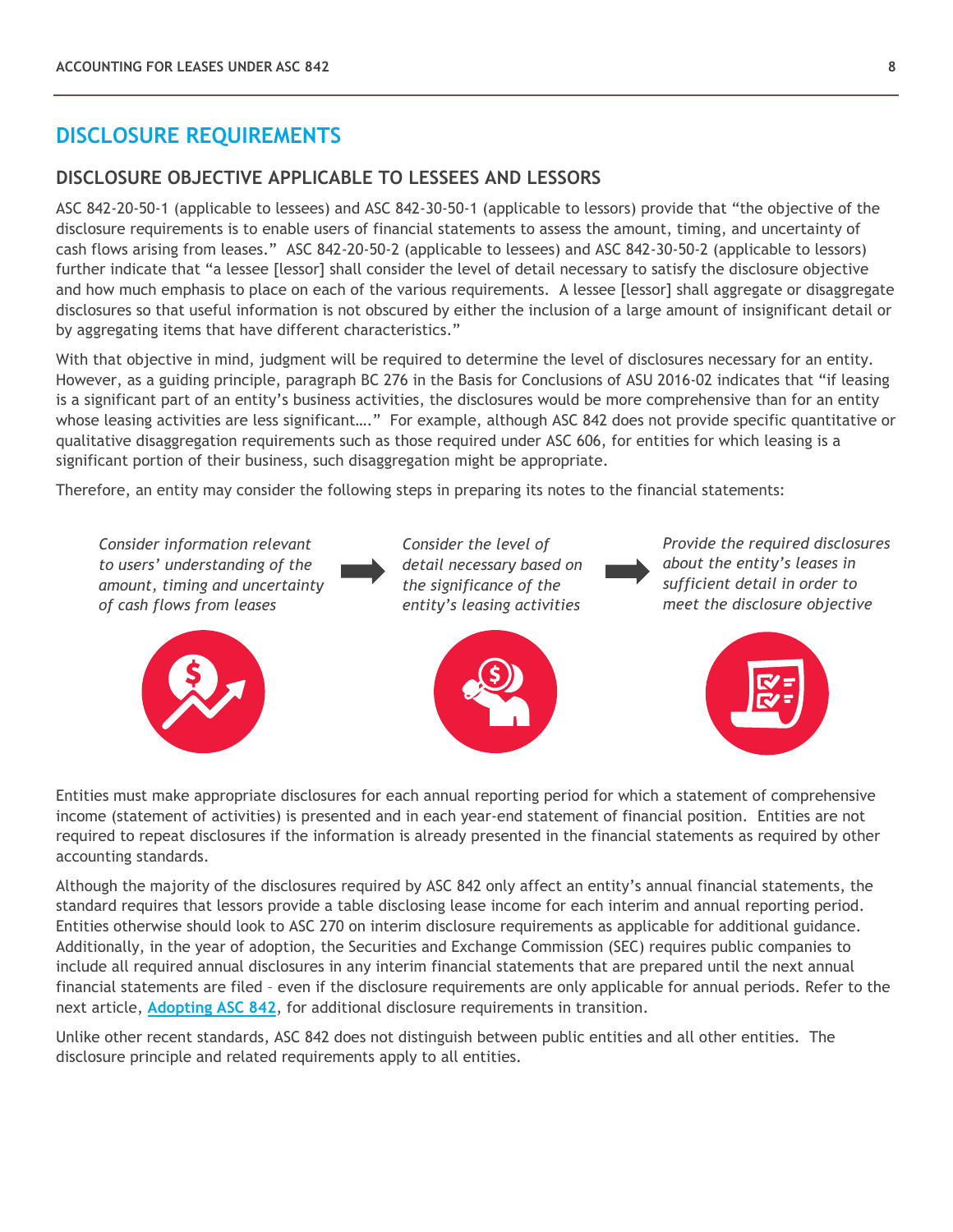# DISCLOSURE REQUIREMENTS

## DISCLOSURE OBJECTIVE APPLICABLE TO LESSEES AND LESSORS

ASC 842-20-50-1 (applicable to lessees) and ASC 842-30-50-1 (applicable to lessors) provide that "the objective of the disclosure requirements is to enable users of financial statements to assess the amount, timing, and uncertainty of cash flows arising from leases." ASC 842-20-50-2 (applicable to lessees) and ASC 842-30-50-2 (applicable to lessors) further indicate that "a lessee [lessor] shall consider the level of detail necessary to satisfy the disclosure objective and how much emphasis to place on each of the various requirements. A lessee [lessor] shall aggregate or disaggregate disclosures so that useful information is not obscured by either the inclusion of a large amount of insignificant detail or by aggregating items that have different characteristics."

With that objective in mind, judgment will be required to determine the level of disclosures necessary for an entity. However, as a guiding principle, paragraph BC 276 in the Basis for Conclusions of ASU 2016-02 indicates that "if leasing is a significant part of an entity's business activities, the disclosures would be more comprehensive than for an entity whose leasing activities are less significant…." For example, although ASC 842 does not provide specific quantitative or qualitative disaggregation requirements such as those required under ASC 606, for entities for which leasing is a significant portion of their business, such disaggregation might be appropriate.

Therefore, an entity may consider the following steps in preparing its notes to the financial statements:

*Consider information relevant to users' understanding of the amount, timing and uncertainty of cash flows from leases* → *Consider the level of detail necessary based on the significance of the entity's leasing activities* → *Provide the required disclosures about the entity's leases in sufficient detail in order to meet the disclosure objective*

Entities must make appropriate disclosures for each annual reporting period for which a statement of comprehensive income (statement of activities) is presented and in each year-end statement of financial position. Entities are not required to repeat disclosures if the information is already presented in the financial statements as required by other accounting standards.

Although the majority of the disclosures required by ASC 842 only affect an entity's annual financial statements, the standard requires that lessors provide a table disclosing lease income for each interim and annual reporting period. Entities otherwise should look to ASC 270 on interim disclosure requirements as applicable for additional guidance. Additionally, in the year of adoption, the Securities and Exchange Commission (SEC) requires public companies to include all required annual disclosures in any interim financial statements that are prepared until the next annual financial statements are filed – even if the disclosure requirements are only applicable for annual periods. Refer to the next article, **Adopting ASC 842**, for additional disclosure requirements in transition.

Unlike other recent standards, ASC 842 does not distinguish between public entities and all other entities. The disclosure principle and related requirements apply to all entities.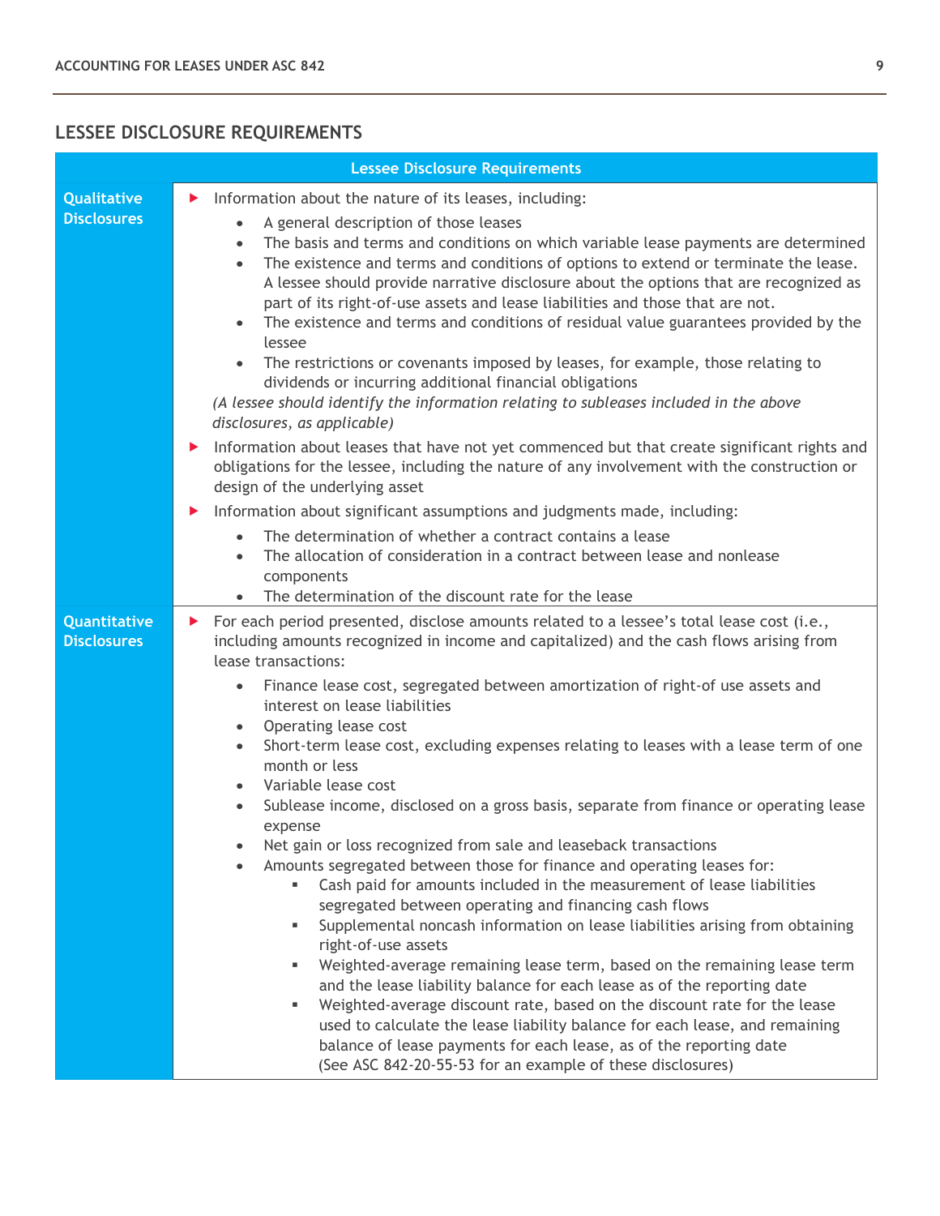## LESSEE DISCLOSURE REQUIREMENTS

<table>
<tr><th colspan="2">Lessee Disclosure Requirements</th></tr>
<tr><td><b>Qualitative Disclosures</b></td><td>
<ul>
<li>Information about the nature of its leases, including:
<ul>
<li>A general description of those leases</li>
<li>The basis and terms and conditions on which variable lease payments are determined</li>
<li>The existence and terms and conditions of options to extend or terminate the lease. A lessee should provide narrative disclosure about the options that are recognized as part of its right-of-use assets and lease liabilities and those that are not.</li>
<li>The existence and terms and conditions of residual value guarantees provided by the lessee</li>
<li>The restrictions or covenants imposed by leases, for example, those relating to dividends or incurring additional financial obligations</li>
</ul>
<i>(A lessee should identify the information relating to subleases included in the above disclosures, as applicable)</i></li>
<li>Information about leases that have not yet commenced but that create significant rights and obligations for the lessee, including the nature of any involvement with the construction or design of the underlying asset</li>
<li>Information about significant assumptions and judgments made, including:
<ul>
<li>The determination of whether a contract contains a lease</li>
<li>The allocation of consideration in a contract between lease and nonlease components</li>
<li>The determination of the discount rate for the lease</li>
</ul></li>
</ul>
</td></tr>
<tr><td><b>Quantitative Disclosures</b></td><td>
<ul>
<li>For each period presented, disclose amounts related to a lessee's total lease cost (i.e., including amounts recognized in income and capitalized) and the cash flows arising from lease transactions:
<ul>
<li>Finance lease cost, segregated between amortization of right-of use assets and interest on lease liabilities</li>
<li>Operating lease cost</li>
<li>Short-term lease cost, excluding expenses relating to leases with a lease term of one month or less</li>
<li>Variable lease cost</li>
<li>Sublease income, disclosed on a gross basis, separate from finance or operating lease expense</li>
<li>Net gain or loss recognized from sale and leaseback transactions</li>
<li>Amounts segregated between those for finance and operating leases for:
<ul>
<li>Cash paid for amounts included in the measurement of lease liabilities segregated between operating and financing cash flows</li>
<li>Supplemental noncash information on lease liabilities arising from obtaining right-of-use assets</li>
<li>Weighted-average remaining lease term, based on the remaining lease term and the lease liability balance for each lease as of the reporting date</li>
<li>Weighted-average discount rate, based on the discount rate for the lease used to calculate the lease liability balance for each lease, and remaining balance of lease payments for each lease, as of the reporting date<br>(See ASC 842-20-55-53 for an example of these disclosures)</li>
</ul></li>
</ul></li>
</ul>
</td></tr>
</table>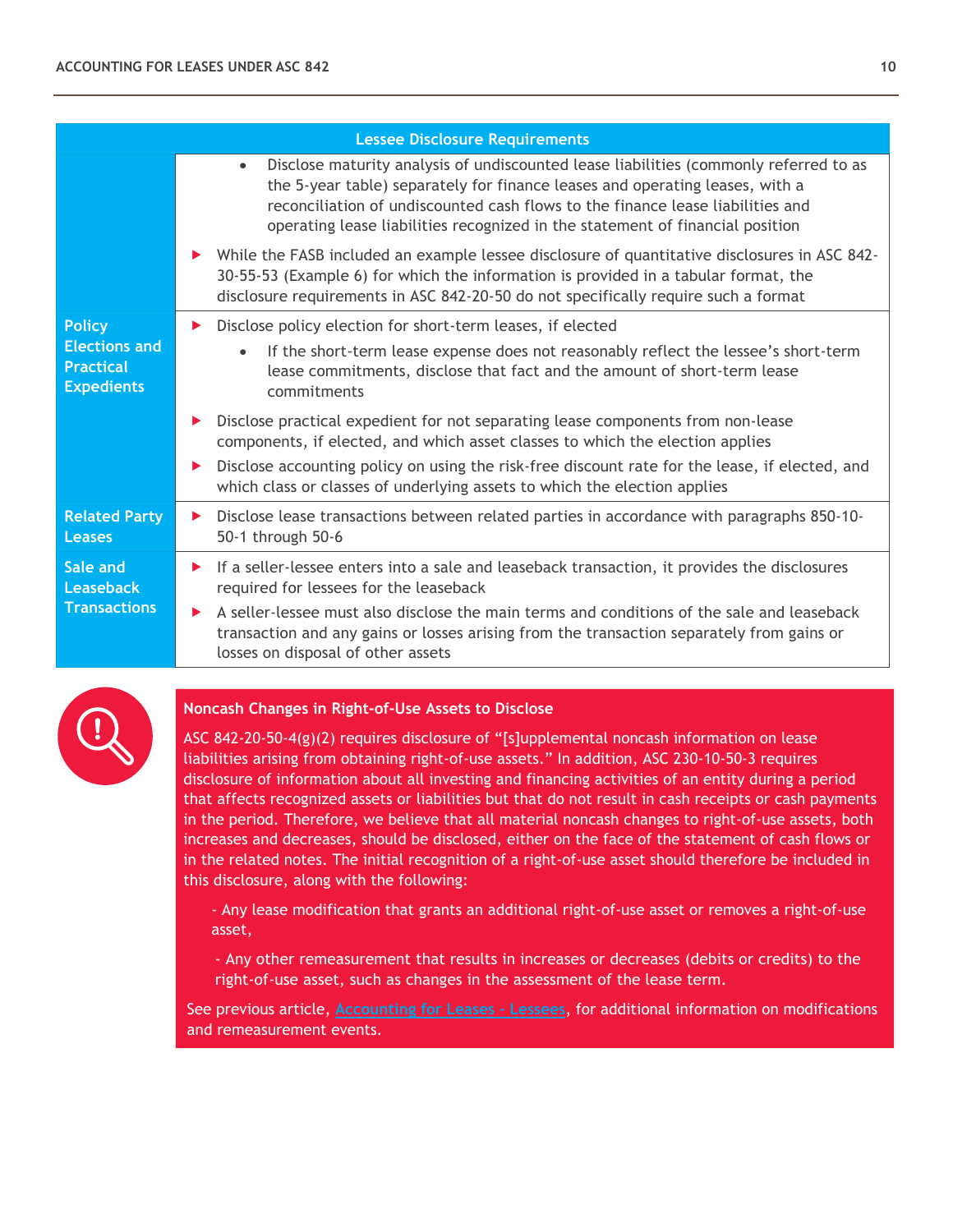| Lessee Disclosure Requirements | |
|---|---|
| | • Disclose maturity analysis of undiscounted lease liabilities (commonly referred to as the 5-year table) separately for finance leases and operating leases, with a reconciliation of undiscounted cash flows to the finance lease liabilities and operating lease liabilities recognized in the statement of financial position<br><br>▶ While the FASB included an example lessee disclosure of quantitative disclosures in ASC 842-30-55-53 (Example 6) for which the information is provided in a tabular format, the disclosure requirements in ASC 842-20-50 do not specifically require such a format |
| **Policy Elections and Practical Expedients** | ▶ Disclose policy election for short-term leases, if elected<br>• If the short-term lease expense does not reasonably reflect the lessee's short-term lease commitments, disclose that fact and the amount of short-term lease commitments<br><br>▶ Disclose practical expedient for not separating lease components from non-lease components, if elected, and which asset classes to which the election applies<br><br>▶ Disclose accounting policy on using the risk-free discount rate for the lease, if elected, and which class or classes of underlying assets to which the election applies |
| **Related Party Leases** | ▶ Disclose lease transactions between related parties in accordance with paragraphs 850-10-50-1 through 50-6 |
| **Sale and Leaseback Transactions** | ▶ If a seller-lessee enters into a sale and leaseback transaction, it provides the disclosures required for lessees for the leaseback<br><br>▶ A seller-lessee must also disclose the main terms and conditions of the sale and leaseback transaction and any gains or losses arising from the transaction separately from gains or losses on disposal of other assets |

**Noncash Changes in Right-of-Use Assets to Disclose**

ASC 842-20-50-4(g)(2) requires disclosure of "[s]upplemental noncash information on lease liabilities arising from obtaining right-of-use assets." In addition, ASC 230-10-50-3 requires disclosure of information about all investing and financing activities of an entity during a period that affects recognized assets or liabilities but that do not result in cash receipts or cash payments in the period. Therefore, we believe that all material noncash changes to right-of-use assets, both increases and decreases, should be disclosed, either on the face of the statement of cash flows or in the related notes. The initial recognition of a right-of-use asset should therefore be included in this disclosure, along with the following:

- Any lease modification that grants an additional right-of-use asset or removes a right-of-use asset,
- Any other remeasurement that results in increases or decreases (debits or credits) to the right-of-use asset, such as changes in the assessment of the lease term.

See previous article, Accounting for Leases - Lessees, for additional information on modifications and remeasurement events.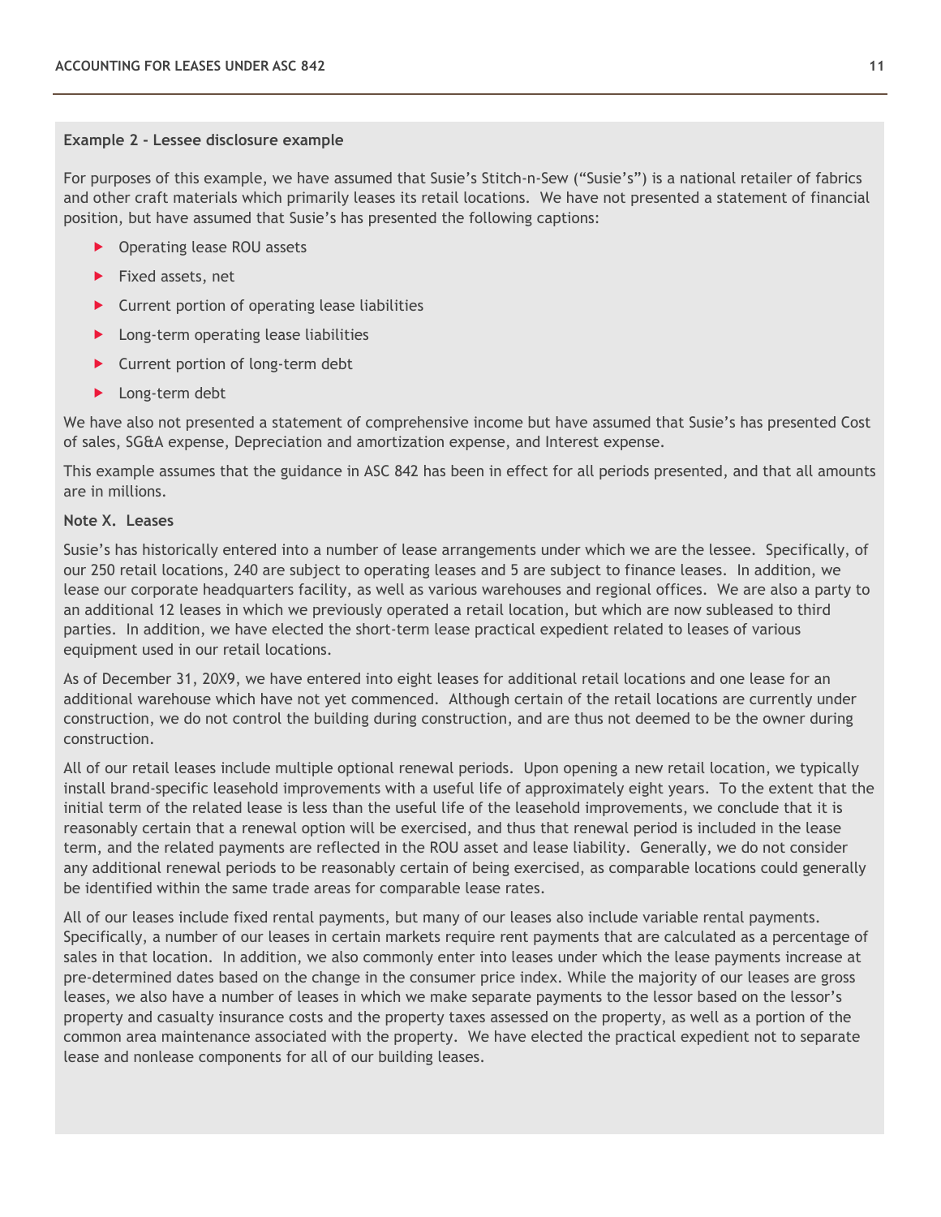**Example 2 - Lessee disclosure example**

For purposes of this example, we have assumed that Susie's Stitch-n-Sew ("Susie's") is a national retailer of fabrics and other craft materials which primarily leases its retail locations. We have not presented a statement of financial position, but have assumed that Susie's has presented the following captions:

- Operating lease ROU assets
- Fixed assets, net
- Current portion of operating lease liabilities
- Long-term operating lease liabilities
- Current portion of long-term debt
- Long-term debt

We have also not presented a statement of comprehensive income but have assumed that Susie's has presented Cost of sales, SG&A expense, Depreciation and amortization expense, and Interest expense.

This example assumes that the guidance in ASC 842 has been in effect for all periods presented, and that all amounts are in millions.

**Note X. Leases**

Susie's has historically entered into a number of lease arrangements under which we are the lessee. Specifically, of our 250 retail locations, 240 are subject to operating leases and 5 are subject to finance leases. In addition, we lease our corporate headquarters facility, as well as various warehouses and regional offices. We are also a party to an additional 12 leases in which we previously operated a retail location, but which are now subleased to third parties. In addition, we have elected the short-term lease practical expedient related to leases of various equipment used in our retail locations.

As of December 31, 20X9, we have entered into eight leases for additional retail locations and one lease for an additional warehouse which have not yet commenced. Although certain of the retail locations are currently under construction, we do not control the building during construction, and are thus not deemed to be the owner during construction.

All of our retail leases include multiple optional renewal periods. Upon opening a new retail location, we typically install brand-specific leasehold improvements with a useful life of approximately eight years. To the extent that the initial term of the related lease is less than the useful life of the leasehold improvements, we conclude that it is reasonably certain that a renewal option will be exercised, and thus that renewal period is included in the lease term, and the related payments are reflected in the ROU asset and lease liability. Generally, we do not consider any additional renewal periods to be reasonably certain of being exercised, as comparable locations could generally be identified within the same trade areas for comparable lease rates.

All of our leases include fixed rental payments, but many of our leases also include variable rental payments. Specifically, a number of our leases in certain markets require rent payments that are calculated as a percentage of sales in that location. In addition, we also commonly enter into leases under which the lease payments increase at pre-determined dates based on the change in the consumer price index. While the majority of our leases are gross leases, we also have a number of leases in which we make separate payments to the lessor based on the lessor's property and casualty insurance costs and the property taxes assessed on the property, as well as a portion of the common area maintenance associated with the property. We have elected the practical expedient not to separate lease and nonlease components for all of our building leases.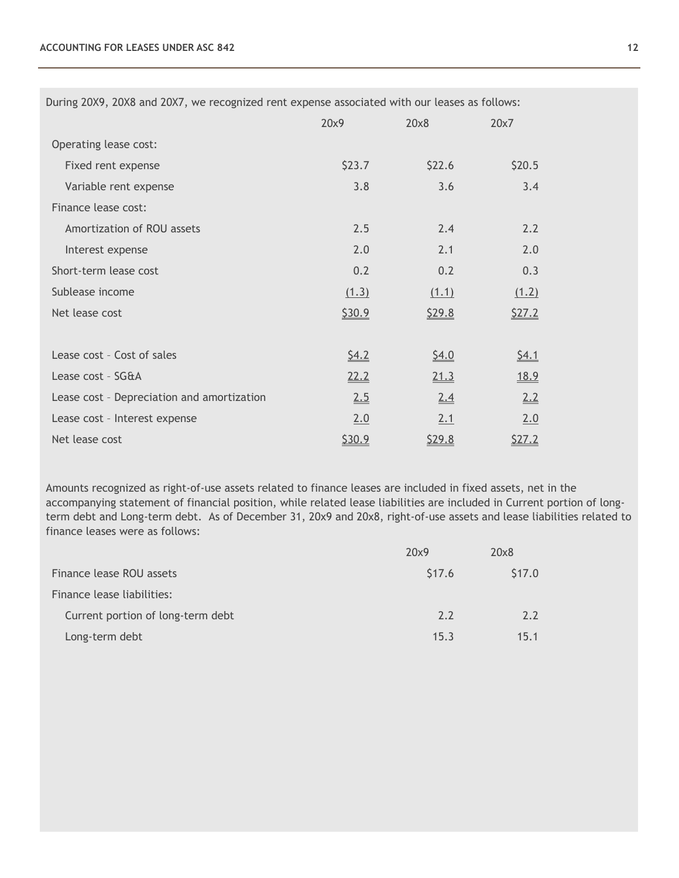During 20X9, 20X8 and 20X7, we recognized rent expense associated with our leases as follows:

| | 20x9 | 20x8 | 20x7 |
|---|---|---|---|
| Operating lease cost: | | | |
| Fixed rent expense | $23.7 | $22.6 | $20.5 |
| Variable rent expense | 3.8 | 3.6 | 3.4 |
| Finance lease cost: | | | |
| Amortization of ROU assets | 2.5 | 2.4 | 2.2 |
| Interest expense | 2.0 | 2.1 | 2.0 |
| Short-term lease cost | 0.2 | 0.2 | 0.3 |
| Sublease income | (1.3) | (1.1) | (1.2) |
| Net lease cost | $30.9 | $29.8 | $27.2 |
| | | | |
| Lease cost – Cost of sales | $4.2 | $4.0 | $4.1 |
| Lease cost – SG&A | 22.2 | 21.3 | 18.9 |
| Lease cost – Depreciation and amortization | 2.5 | 2.4 | 2.2 |
| Lease cost – Interest expense | 2.0 | 2.1 | 2.0 |
| Net lease cost | $30.9 | $29.8 | $27.2 |

Amounts recognized as right-of-use assets related to finance leases are included in fixed assets, net in the accompanying statement of financial position, while related lease liabilities are included in Current portion of long-term debt and Long-term debt. As of December 31, 20x9 and 20x8, right-of-use assets and lease liabilities related to finance leases were as follows:

| | 20x9 | 20x8 |
|---|---|---|
| Finance lease ROU assets | $17.6 | $17.0 |
| Finance lease liabilities: | | |
| Current portion of long-term debt | 2.2 | 2.2 |
| Long-term debt | 15.3 | 15.1 |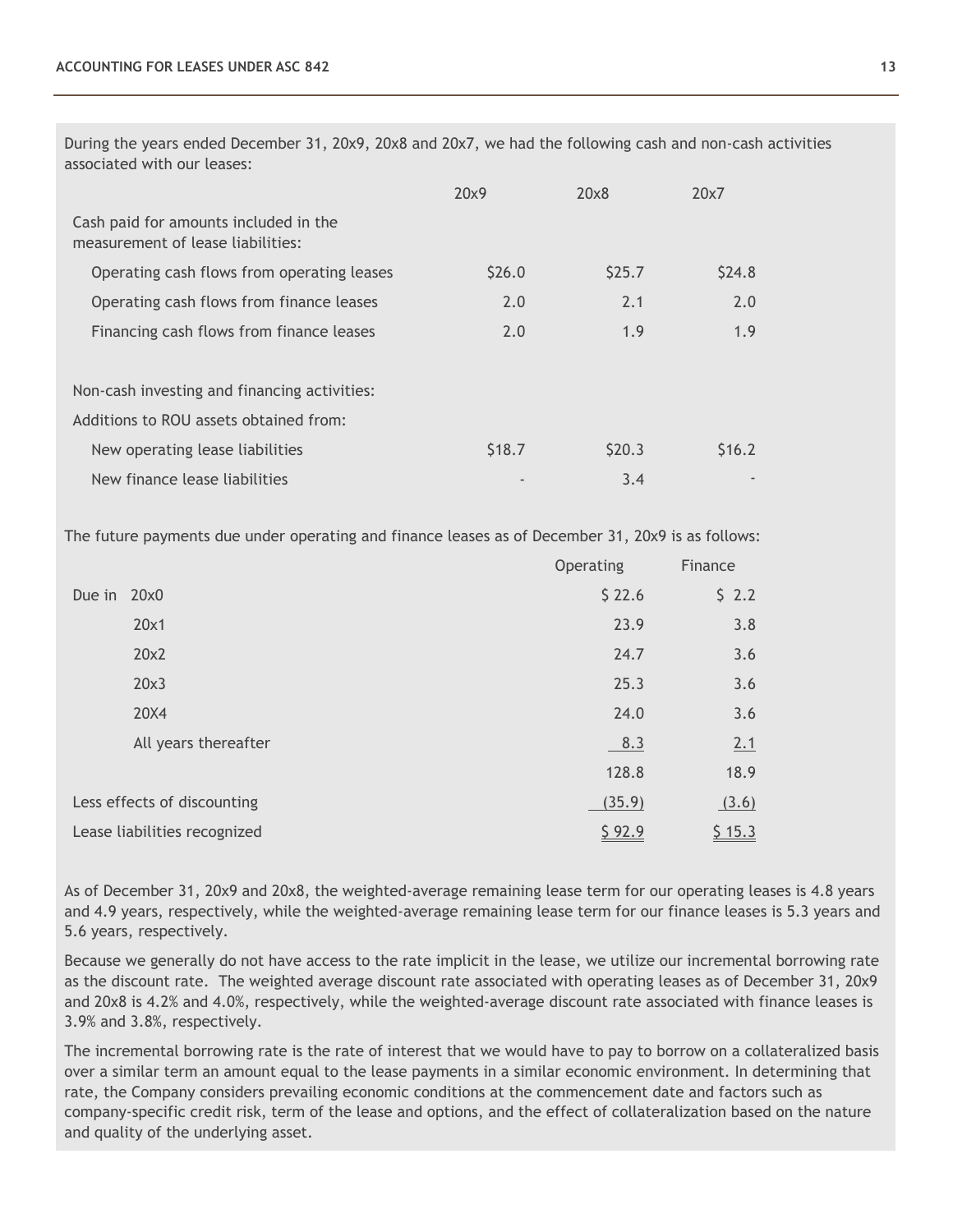During the years ended December 31, 20x9, 20x8 and 20x7, we had the following cash and non-cash activities associated with our leases:

| | 20x9 | 20x8 | 20x7 |
|---|---|---|---|
| Cash paid for amounts included in the measurement of lease liabilities: | | | |
| Operating cash flows from operating leases | $26.0 | $25.7 | $24.8 |
| Operating cash flows from finance leases | 2.0 | 2.1 | 2.0 |
| Financing cash flows from finance leases | 2.0 | 1.9 | 1.9 |
| | | | |
| Non-cash investing and financing activities: | | | |
| Additions to ROU assets obtained from: | | | |
| New operating lease liabilities | $18.7 | $20.3 | $16.2 |
| New finance lease liabilities | - | 3.4 | - |

The future payments due under operating and finance leases as of December 31, 20x9 is as follows:

| | Operating | Finance |
|---|---|---|
| Due in 20x0 | $ 22.6 | $ 2.2 |
| 20x1 | 23.9 | 3.8 |
| 20x2 | 24.7 | 3.6 |
| 20x3 | 25.3 | 3.6 |
| 20X4 | 24.0 | 3.6 |
| All years thereafter | 8.3 | 2.1 |
| | 128.8 | 18.9 |
| Less effects of discounting | (35.9) | (3.6) |
| Lease liabilities recognized | $ 92.9 | $ 15.3 |

As of December 31, 20x9 and 20x8, the weighted-average remaining lease term for our operating leases is 4.8 years and 4.9 years, respectively, while the weighted-average remaining lease term for our finance leases is 5.3 years and 5.6 years, respectively.

Because we generally do not have access to the rate implicit in the lease, we utilize our incremental borrowing rate as the discount rate. The weighted average discount rate associated with operating leases as of December 31, 20x9 and 20x8 is 4.2% and 4.0%, respectively, while the weighted-average discount rate associated with finance leases is 3.9% and 3.8%, respectively.

The incremental borrowing rate is the rate of interest that we would have to pay to borrow on a collateralized basis over a similar term an amount equal to the lease payments in a similar economic environment. In determining that rate, the Company considers prevailing economic conditions at the commencement date and factors such as company-specific credit risk, term of the lease and options, and the effect of collateralization based on the nature and quality of the underlying asset.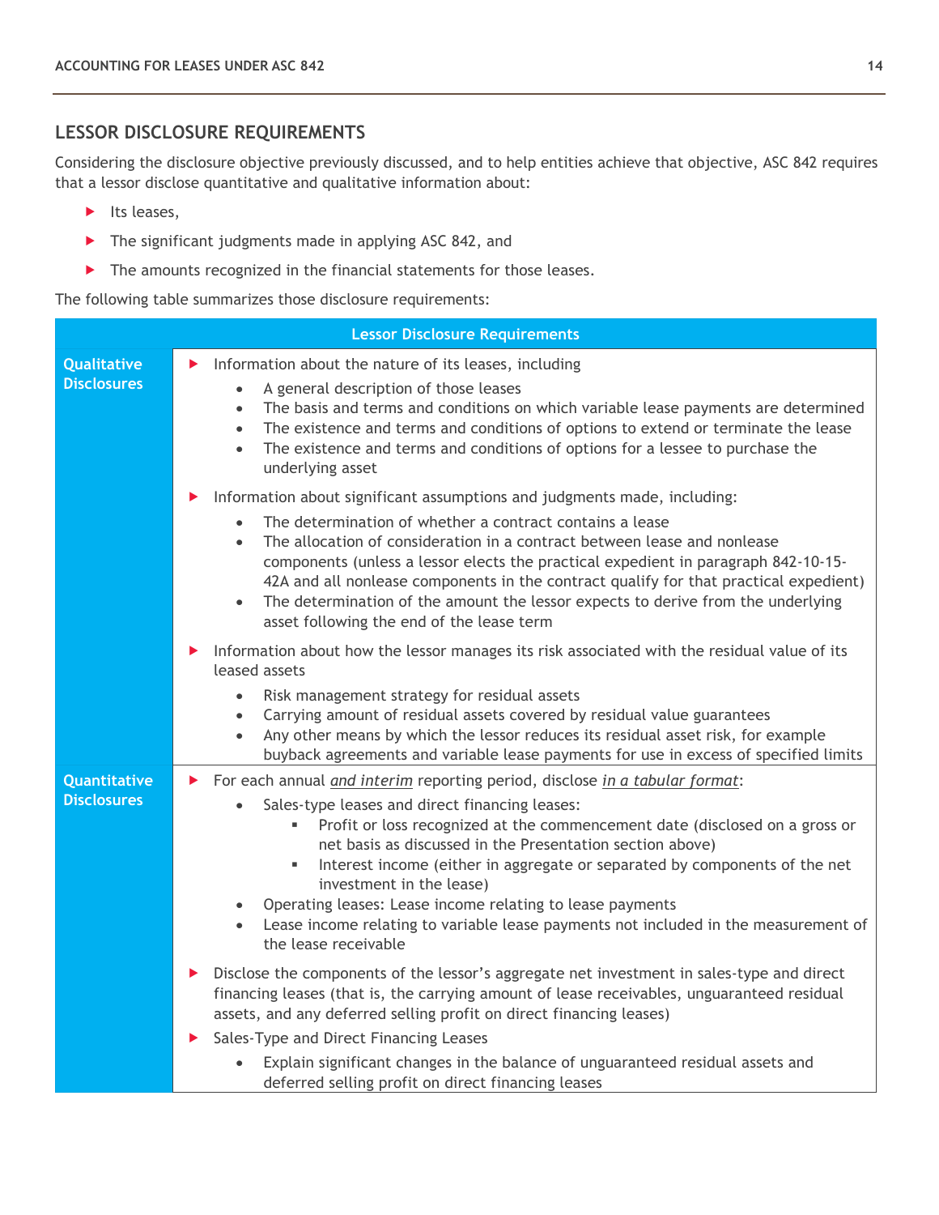## LESSOR DISCLOSURE REQUIREMENTS

Considering the disclosure objective previously discussed, and to help entities achieve that objective, ASC 842 requires that a lessor disclose quantitative and qualitative information about:

- Its leases,
- The significant judgments made in applying ASC 842, and
- The amounts recognized in the financial statements for those leases.

The following table summarizes those disclosure requirements:

| Lessor Disclosure Requirements | |
|---|---|
| **Qualitative Disclosures** | ▶ Information about the nature of its leases, including<br>• A general description of those leases<br>• The basis and terms and conditions on which variable lease payments are determined<br>• The existence and terms and conditions of options to extend or terminate the lease<br>• The existence and terms and conditions of options for a lessee to purchase the underlying asset<br><br>▶ Information about significant assumptions and judgments made, including:<br>• The determination of whether a contract contains a lease<br>• The allocation of consideration in a contract between lease and nonlease components (unless a lessor elects the practical expedient in paragraph 842-10-15-42A and all nonlease components in the contract qualify for that practical expedient)<br>• The determination of the amount the lessor expects to derive from the underlying asset following the end of the lease term<br><br>▶ Information about how the lessor manages its risk associated with the residual value of its leased assets<br>• Risk management strategy for residual assets<br>• Carrying amount of residual assets covered by residual value guarantees<br>• Any other means by which the lessor reduces its residual asset risk, for example buyback agreements and variable lease payments for use in excess of specified limits |
| **Quantitative Disclosures** | ▶ For each annual *and interim* reporting period, disclose *in a tabular format*:<br>• Sales-type leases and direct financing leases:<br>  ▪ Profit or loss recognized at the commencement date (disclosed on a gross or net basis as discussed in the Presentation section above)<br>  ▪ Interest income (either in aggregate or separated by components of the net investment in the lease)<br>• Operating leases: Lease income relating to lease payments<br>• Lease income relating to variable lease payments not included in the measurement of the lease receivable<br><br>▶ Disclose the components of the lessor's aggregate net investment in sales-type and direct financing leases (that is, the carrying amount of lease receivables, unguaranteed residual assets, and any deferred selling profit on direct financing leases)<br><br>▶ Sales-Type and Direct Financing Leases<br>• Explain significant changes in the balance of unguaranteed residual assets and deferred selling profit on direct financing leases |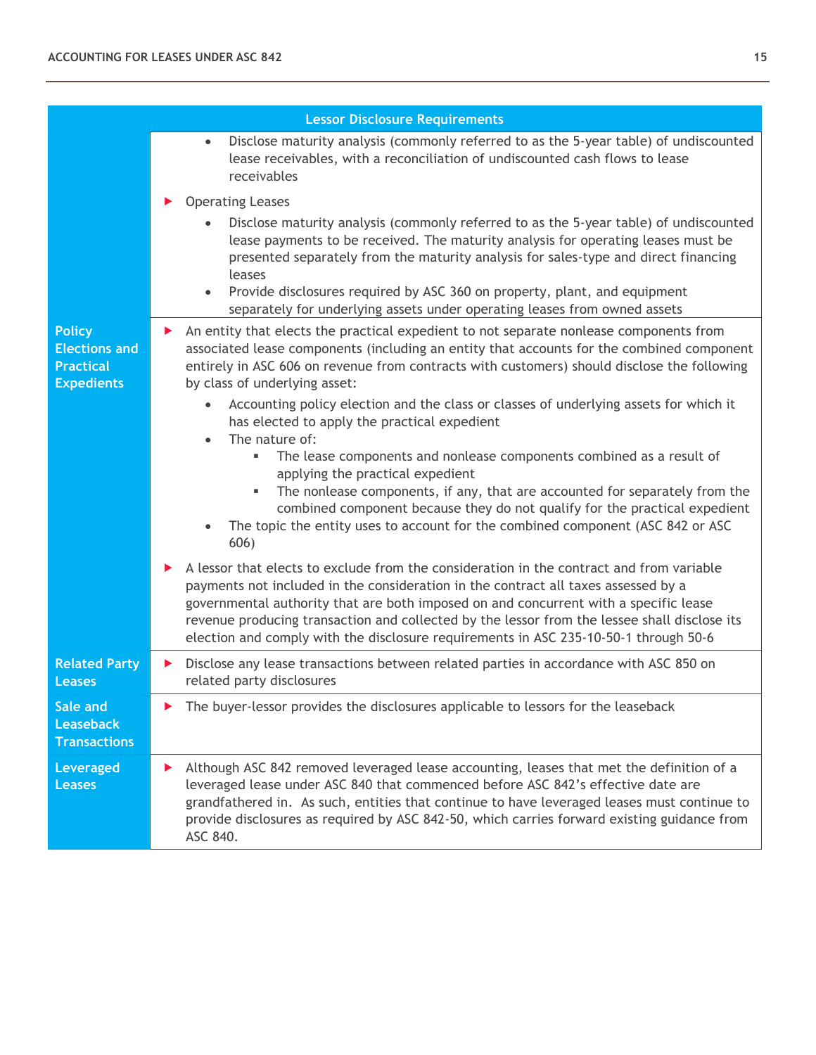| Lessor Disclosure Requirements | |
|---|---|
| | • Disclose maturity analysis (commonly referred to as the 5-year table) of undiscounted lease receivables, with a reconciliation of undiscounted cash flows to lease receivables<br><br>▶ Operating Leases<br>• Disclose maturity analysis (commonly referred to as the 5-year table) of undiscounted lease payments to be received. The maturity analysis for operating leases must be presented separately from the maturity analysis for sales-type and direct financing leases<br>• Provide disclosures required by ASC 360 on property, plant, and equipment separately for underlying assets under operating leases from owned assets |
| **Policy Elections and Practical Expedients** | ▶ An entity that elects the practical expedient to not separate nonlease components from associated lease components (including an entity that accounts for the combined component entirely in ASC 606 on revenue from contracts with customers) should disclose the following by class of underlying asset:<br>• Accounting policy election and the class or classes of underlying assets for which it has elected to apply the practical expedient<br>• The nature of:<br>  ▪ The lease components and nonlease components combined as a result of applying the practical expedient<br>  ▪ The nonlease components, if any, that are accounted for separately from the combined component because they do not qualify for the practical expedient<br>• The topic the entity uses to account for the combined component (ASC 842 or ASC 606)<br><br>▶ A lessor that elects to exclude from the consideration in the contract and from variable payments not included in the consideration in the contract all taxes assessed by a governmental authority that are both imposed on and concurrent with a specific lease revenue producing transaction and collected by the lessor from the lessee shall disclose its election and comply with the disclosure requirements in ASC 235-10-50-1 through 50-6 |
| **Related Party Leases** | ▶ Disclose any lease transactions between related parties in accordance with ASC 850 on related party disclosures |
| **Sale and Leaseback Transactions** | ▶ The buyer-lessor provides the disclosures applicable to lessors for the leaseback |
| **Leveraged Leases** | ▶ Although ASC 842 removed leveraged lease accounting, leases that met the definition of a leveraged lease under ASC 840 that commenced before ASC 842's effective date are grandfathered in. As such, entities that continue to have leveraged leases must continue to provide disclosures as required by ASC 842-50, which carries forward existing guidance from ASC 840. |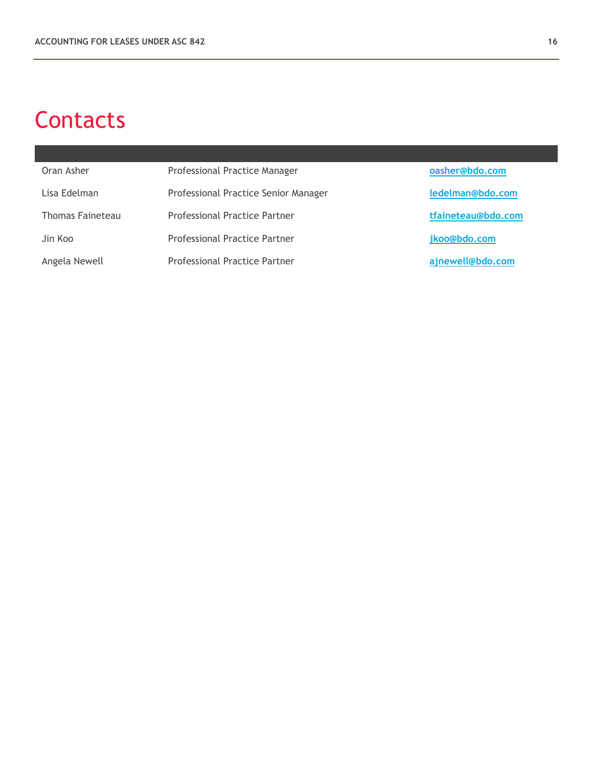# Contacts

| | | |
|---|---|---|
| Oran Asher | Professional Practice Manager | oasher@bdo.com |
| Lisa Edelman | Professional Practice Senior Manager | ledelman@bdo.com |
| Thomas Faineteau | Professional Practice Partner | tfaineteau@bdo.com |
| Jin Koo | Professional Practice Partner | jkoo@bdo.com |
| Angela Newell | Professional Practice Partner | ajnewell@bdo.com |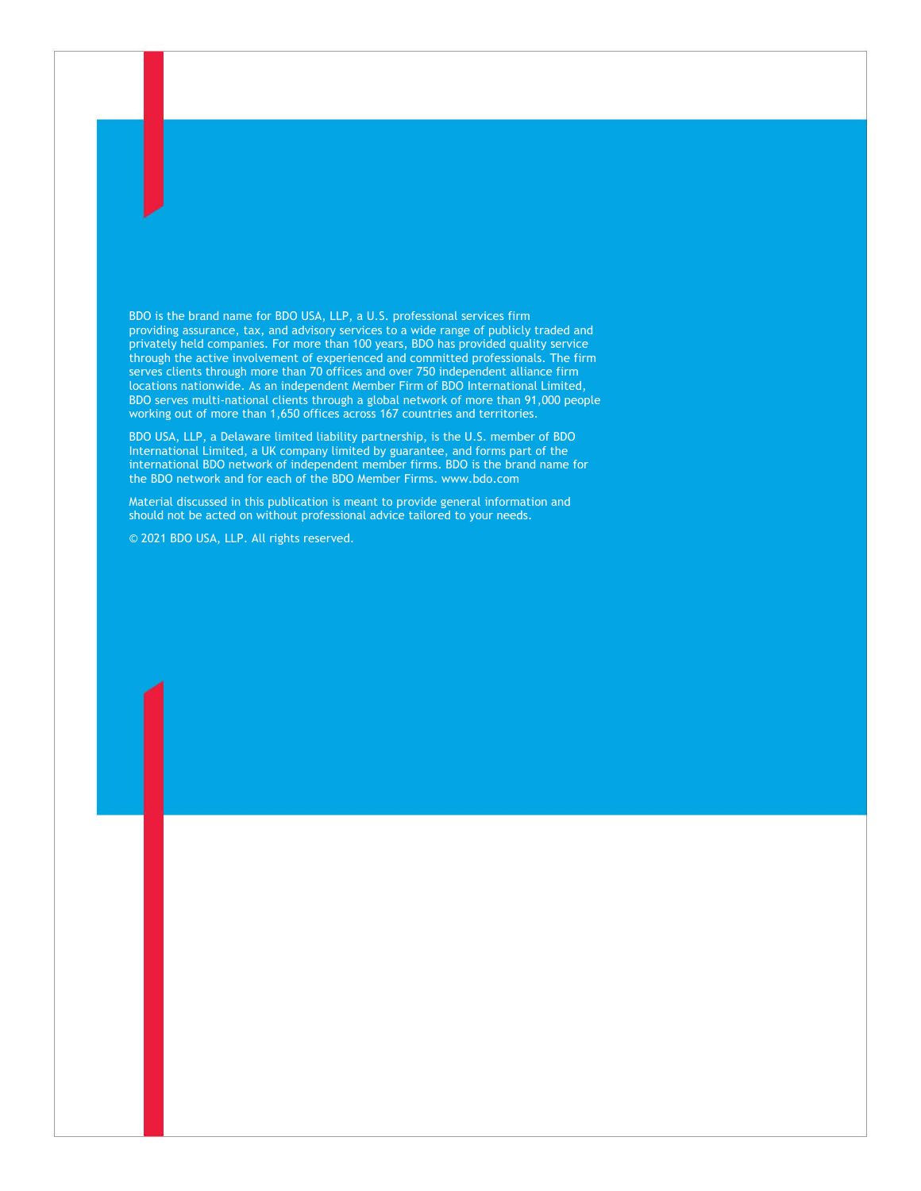BDO is the brand name for BDO USA, LLP, a U.S. professional services firm providing assurance, tax, and advisory services to a wide range of publicly traded and privately held companies. For more than 100 years, BDO has provided quality service through the active involvement of experienced and committed professionals. The firm serves clients through more than 70 offices and over 750 independent alliance firm locations nationwide. As an independent Member Firm of BDO International Limited, BDO serves multi-national clients through a global network of more than 91,000 people working out of more than 1,650 offices across 167 countries and territories.

BDO USA, LLP, a Delaware limited liability partnership, is the U.S. member of BDO International Limited, a UK company limited by guarantee, and forms part of the international BDO network of independent member firms. BDO is the brand name for the BDO network and for each of the BDO Member Firms. www.bdo.com

Material discussed in this publication is meant to provide general information and should not be acted on without professional advice tailored to your needs.

© 2021 BDO USA, LLP. All rights reserved.